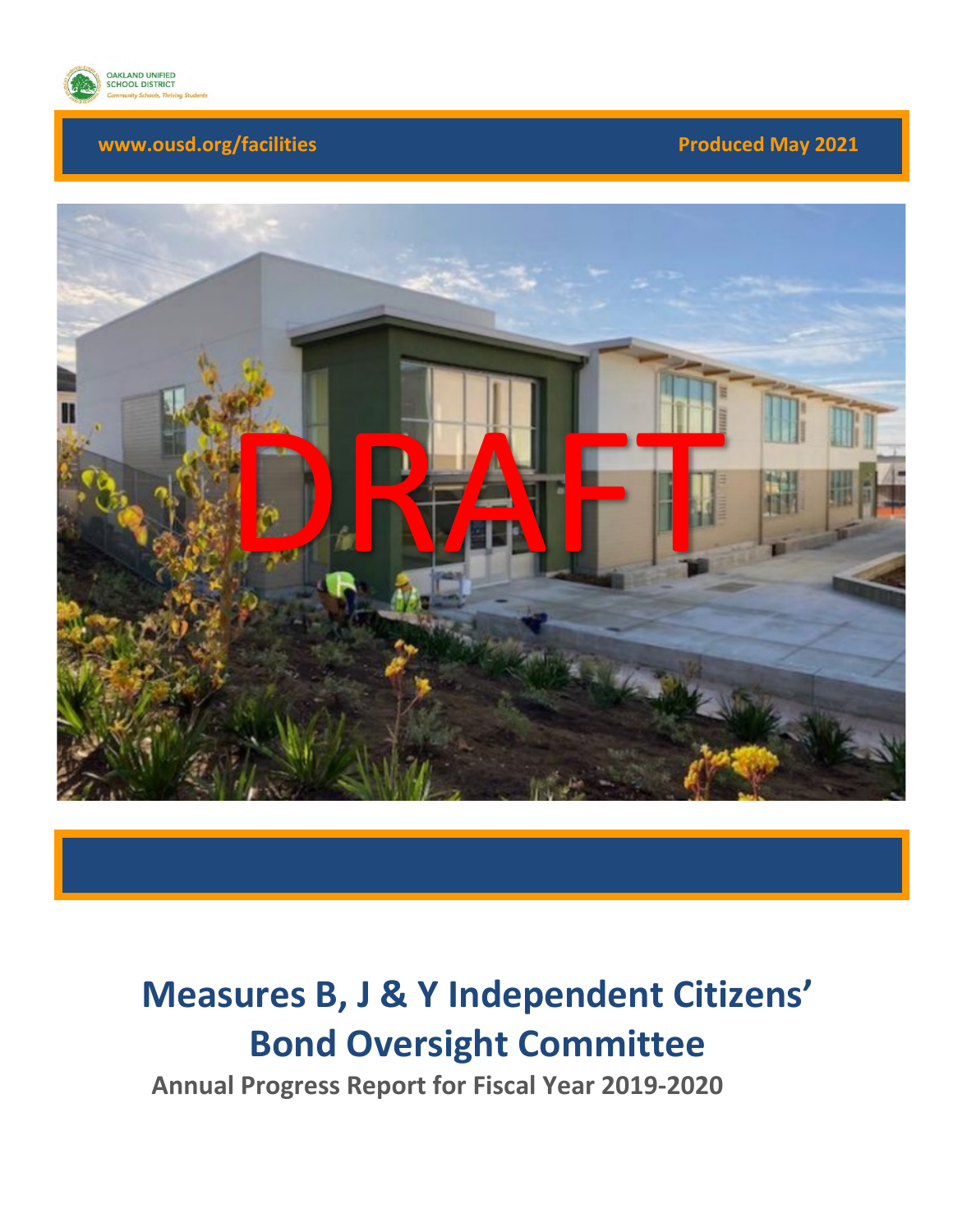OAKLAND UNIFIED SCHOOL DISTRICT
*Community Schools, Thriving Students*

**www.ousd.org/facilities** **Produced May 2021**

DRAFT

# Measures B, J & Y Independent Citizens' Bond Oversight Committee

## Annual Progress Report for Fiscal Year 2019-2020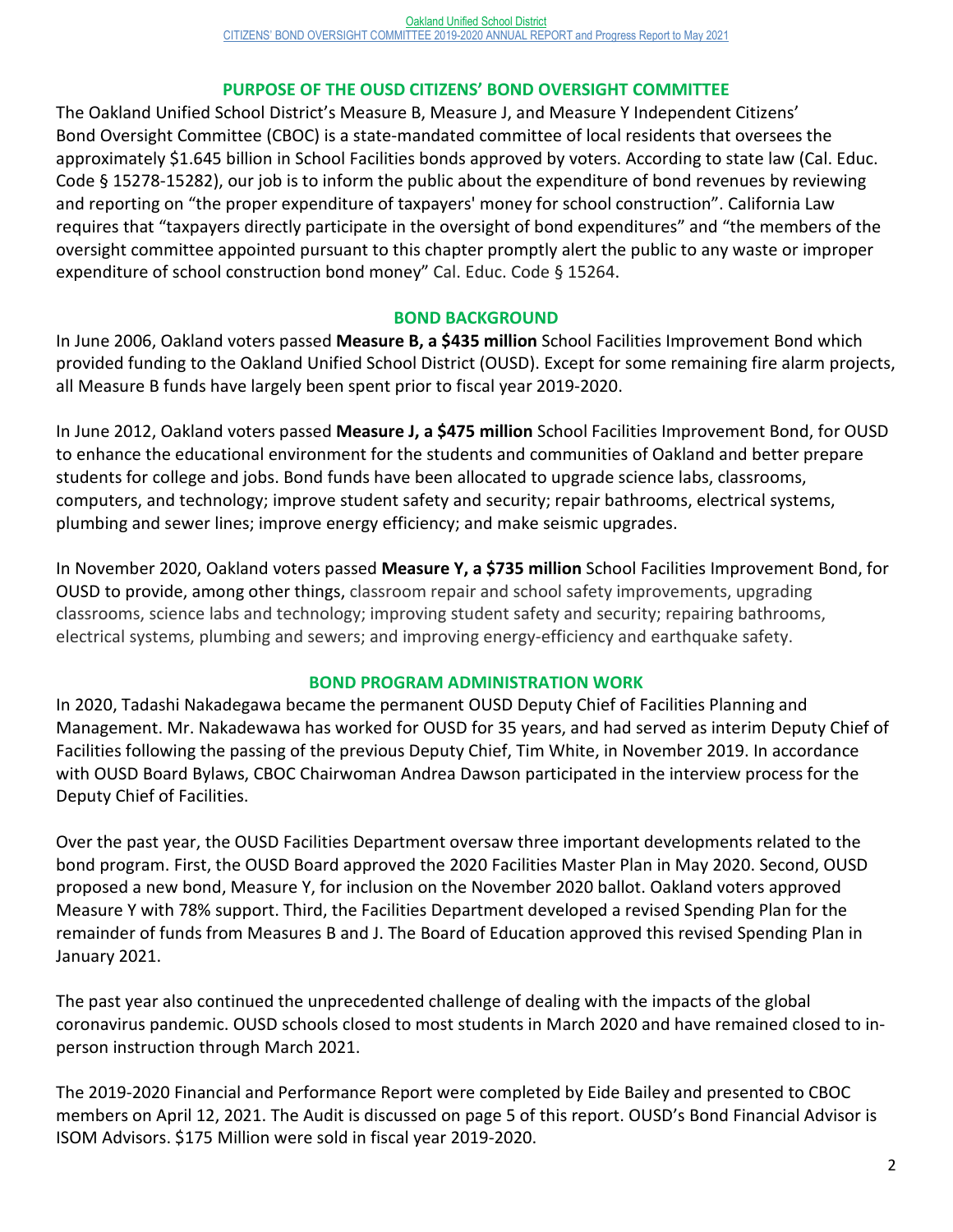## PURPOSE OF THE OUSD CITIZENS' BOND OVERSIGHT COMMITTEE

The Oakland Unified School District's Measure B, Measure J, and Measure Y Independent Citizens' Bond Oversight Committee (CBOC) is a state-mandated committee of local residents that oversees the approximately $1.645 billion in School Facilities bonds approved by voters. According to state law (Cal. Educ. Code § 15278-15282), our job is to inform the public about the expenditure of bond revenues by reviewing and reporting on "the proper expenditure of taxpayers' money for school construction". California Law requires that "taxpayers directly participate in the oversight of bond expenditures" and "the members of the oversight committee appointed pursuant to this chapter promptly alert the public to any waste or improper expenditure of school construction bond money" Cal. Educ. Code § 15264.

## BOND BACKGROUND

In June 2006, Oakland voters passed **Measure B, a $435 million** School Facilities Improvement Bond which provided funding to the Oakland Unified School District (OUSD). Except for some remaining fire alarm projects, all Measure B funds have largely been spent prior to fiscal year 2019-2020.

In June 2012, Oakland voters passed **Measure J, a $475 million** School Facilities Improvement Bond, for OUSD to enhance the educational environment for the students and communities of Oakland and better prepare students for college and jobs. Bond funds have been allocated to upgrade science labs, classrooms, computers, and technology; improve student safety and security; repair bathrooms, electrical systems, plumbing and sewer lines; improve energy efficiency; and make seismic upgrades.

In November 2020, Oakland voters passed **Measure Y, a $735 million** School Facilities Improvement Bond, for OUSD to provide, among other things, classroom repair and school safety improvements, upgrading classrooms, science labs and technology; improving student safety and security; repairing bathrooms, electrical systems, plumbing and sewers; and improving energy-efficiency and earthquake safety.

## BOND PROGRAM ADMINISTRATION WORK

In 2020, Tadashi Nakadegawa became the permanent OUSD Deputy Chief of Facilities Planning and Management. Mr. Nakadewawa has worked for OUSD for 35 years, and had served as interim Deputy Chief of Facilities following the passing of the previous Deputy Chief, Tim White, in November 2019. In accordance with OUSD Board Bylaws, CBOC Chairwoman Andrea Dawson participated in the interview process for the Deputy Chief of Facilities.

Over the past year, the OUSD Facilities Department oversaw three important developments related to the bond program. First, the OUSD Board approved the 2020 Facilities Master Plan in May 2020. Second, OUSD proposed a new bond, Measure Y, for inclusion on the November 2020 ballot. Oakland voters approved Measure Y with 78% support. Third, the Facilities Department developed a revised Spending Plan for the remainder of funds from Measures B and J. The Board of Education approved this revised Spending Plan in January 2021.

The past year also continued the unprecedented challenge of dealing with the impacts of the global coronavirus pandemic. OUSD schools closed to most students in March 2020 and have remained closed to in-person instruction through March 2021.

The 2019-2020 Financial and Performance Report were completed by Eide Bailey and presented to CBOC members on April 12, 2021. The Audit is discussed on page 5 of this report. OUSD's Bond Financial Advisor is ISOM Advisors. $175 Million were sold in fiscal year 2019-2020.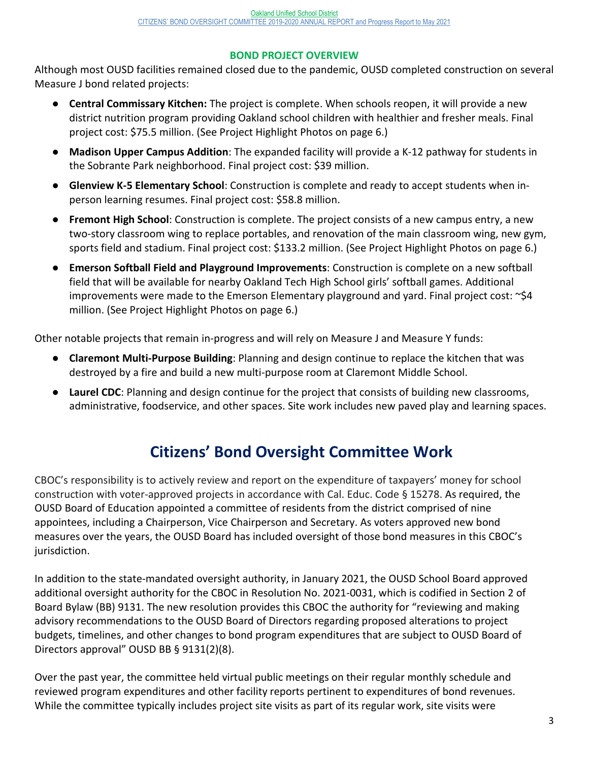### BOND PROJECT OVERVIEW

Although most OUSD facilities remained closed due to the pandemic, OUSD completed construction on several Measure J bond related projects:

- **Central Commissary Kitchen:** The project is complete. When schools reopen, it will provide a new district nutrition program providing Oakland school children with healthier and fresher meals. Final project cost: $75.5 million. (See Project Highlight Photos on page 6.)
- **Madison Upper Campus Addition**: The expanded facility will provide a K-12 pathway for students in the Sobrante Park neighborhood. Final project cost: $39 million.
- **Glenview K-5 Elementary School**: Construction is complete and ready to accept students when in-person learning resumes. Final project cost: $58.8 million.
- **Fremont High School**: Construction is complete. The project consists of a new campus entry, a new two-story classroom wing to replace portables, and renovation of the main classroom wing, new gym, sports field and stadium. Final project cost: $133.2 million. (See Project Highlight Photos on page 6.)
- **Emerson Softball Field and Playground Improvements**: Construction is complete on a new softball field that will be available for nearby Oakland Tech High School girls' softball games. Additional improvements were made to the Emerson Elementary playground and yard. Final project cost: ~$4 million. (See Project Highlight Photos on page 6.)

Other notable projects that remain in-progress and will rely on Measure J and Measure Y funds:

- **Claremont Multi-Purpose Building**: Planning and design continue to replace the kitchen that was destroyed by a fire and build a new multi-purpose room at Claremont Middle School.
- **Laurel CDC**: Planning and design continue for the project that consists of building new classrooms, administrative, foodservice, and other spaces. Site work includes new paved play and learning spaces.

## Citizens' Bond Oversight Committee Work

CBOC's responsibility is to actively review and report on the expenditure of taxpayers' money for school construction with voter-approved projects in accordance with Cal. Educ. Code § 15278. As required, the OUSD Board of Education appointed a committee of residents from the district comprised of nine appointees, including a Chairperson, Vice Chairperson and Secretary. As voters approved new bond measures over the years, the OUSD Board has included oversight of those bond measures in this CBOC's jurisdiction.

In addition to the state-mandated oversight authority, in January 2021, the OUSD School Board approved additional oversight authority for the CBOC in Resolution No. 2021-0031, which is codified in Section 2 of Board Bylaw (BB) 9131. The new resolution provides this CBOC the authority for "reviewing and making advisory recommendations to the OUSD Board of Directors regarding proposed alterations to project budgets, timelines, and other changes to bond program expenditures that are subject to OUSD Board of Directors approval" OUSD BB § 9131(2)(8).

Over the past year, the committee held virtual public meetings on their regular monthly schedule and reviewed program expenditures and other facility reports pertinent to expenditures of bond revenues. While the committee typically includes project site visits as part of its regular work, site visits were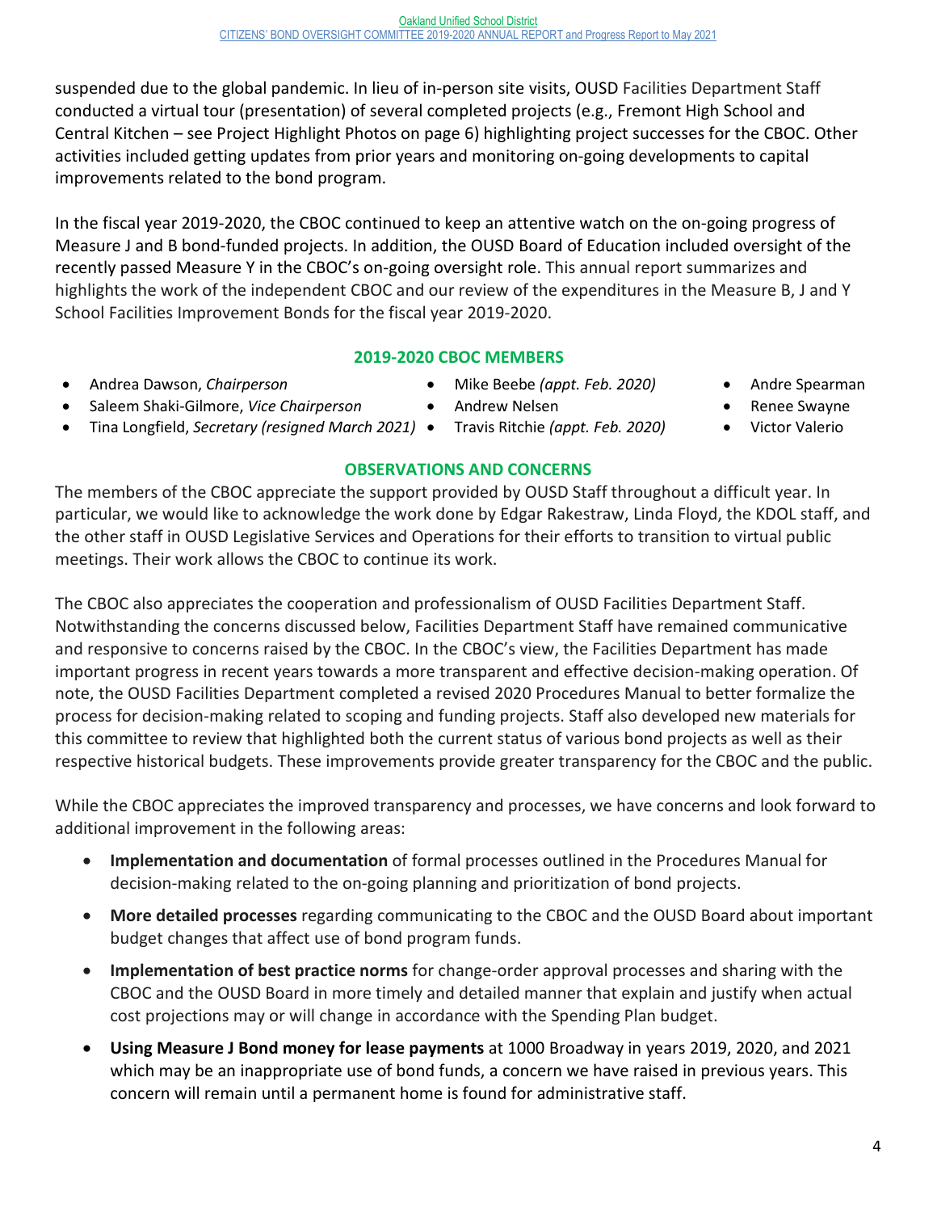suspended due to the global pandemic. In lieu of in-person site visits, OUSD Facilities Department Staff conducted a virtual tour (presentation) of several completed projects (e.g., Fremont High School and Central Kitchen – see Project Highlight Photos on page 6) highlighting project successes for the CBOC. Other activities included getting updates from prior years and monitoring on-going developments to capital improvements related to the bond program.

In the fiscal year 2019-2020, the CBOC continued to keep an attentive watch on the on-going progress of Measure J and B bond-funded projects. In addition, the OUSD Board of Education included oversight of the recently passed Measure Y in the CBOC's on-going oversight role. This annual report summarizes and highlights the work of the independent CBOC and our review of the expenditures in the Measure B, J and Y School Facilities Improvement Bonds for the fiscal year 2019-2020.

## 2019-2020 CBOC MEMBERS

- Andrea Dawson, *Chairperson*
- Saleem Shaki-Gilmore, *Vice Chairperson*
- Tina Longfield, *Secretary (resigned March 2021)*
- Mike Beebe *(appt. Feb. 2020)*
- Andrew Nelsen
- Travis Ritchie *(appt. Feb. 2020)*
- Andre Spearman
- Renee Swayne
- Victor Valerio

## OBSERVATIONS AND CONCERNS

The members of the CBOC appreciate the support provided by OUSD Staff throughout a difficult year. In particular, we would like to acknowledge the work done by Edgar Rakestraw, Linda Floyd, the KDOL staff, and the other staff in OUSD Legislative Services and Operations for their efforts to transition to virtual public meetings. Their work allows the CBOC to continue its work.

The CBOC also appreciates the cooperation and professionalism of OUSD Facilities Department Staff. Notwithstanding the concerns discussed below, Facilities Department Staff have remained communicative and responsive to concerns raised by the CBOC. In the CBOC's view, the Facilities Department has made important progress in recent years towards a more transparent and effective decision-making operation. Of note, the OUSD Facilities Department completed a revised 2020 Procedures Manual to better formalize the process for decision-making related to scoping and funding projects. Staff also developed new materials for this committee to review that highlighted both the current status of various bond projects as well as their respective historical budgets. These improvements provide greater transparency for the CBOC and the public.

While the CBOC appreciates the improved transparency and processes, we have concerns and look forward to additional improvement in the following areas:

- **Implementation and documentation** of formal processes outlined in the Procedures Manual for decision-making related to the on-going planning and prioritization of bond projects.
- **More detailed processes** regarding communicating to the CBOC and the OUSD Board about important budget changes that affect use of bond program funds.
- **Implementation of best practice norms** for change-order approval processes and sharing with the CBOC and the OUSD Board in more timely and detailed manner that explain and justify when actual cost projections may or will change in accordance with the Spending Plan budget.
- **Using Measure J Bond money for lease payments** at 1000 Broadway in years 2019, 2020, and 2021 which may be an inappropriate use of bond funds, a concern we have raised in previous years. This concern will remain until a permanent home is found for administrative staff.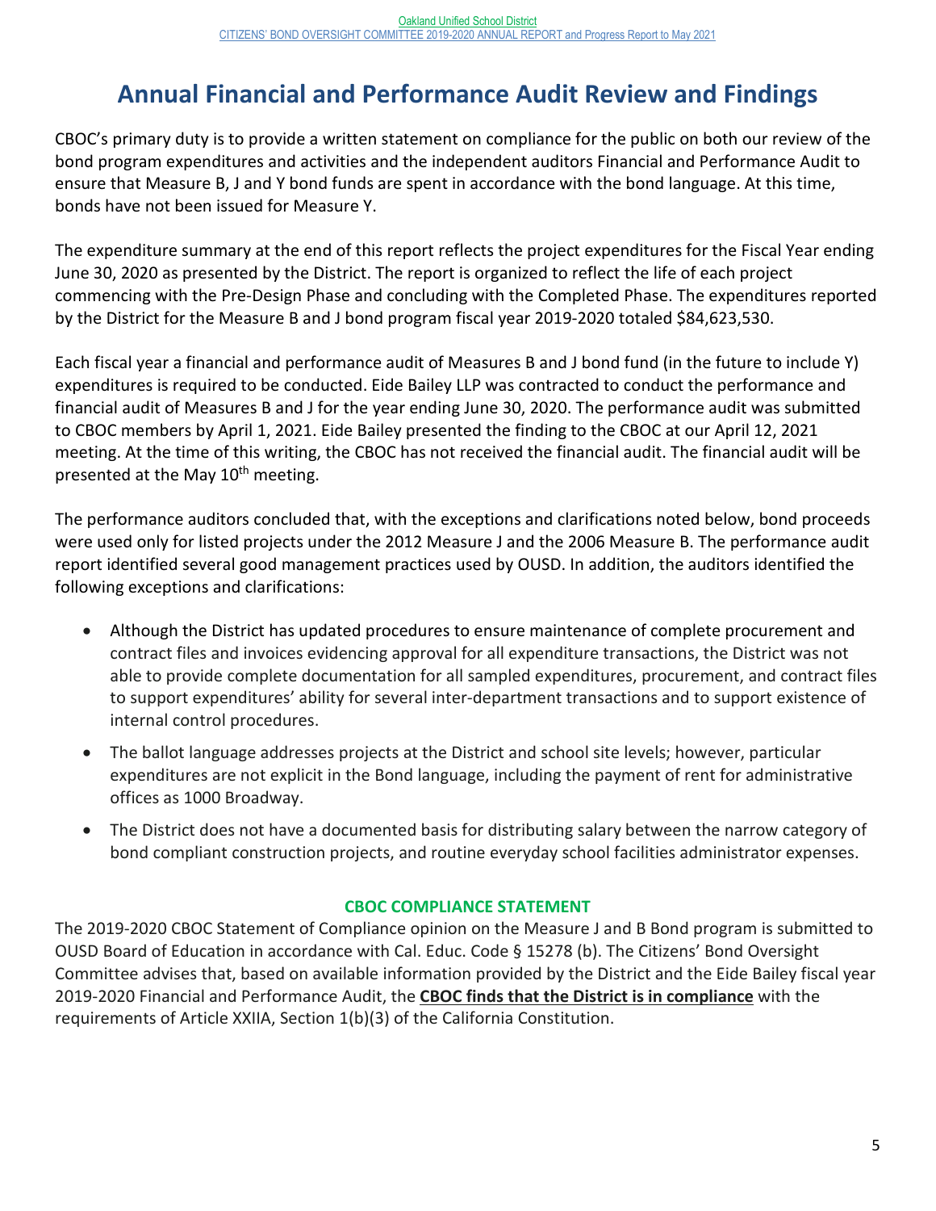# Annual Financial and Performance Audit Review and Findings

CBOC's primary duty is to provide a written statement on compliance for the public on both our review of the bond program expenditures and activities and the independent auditors Financial and Performance Audit to ensure that Measure B, J and Y bond funds are spent in accordance with the bond language. At this time, bonds have not been issued for Measure Y.

The expenditure summary at the end of this report reflects the project expenditures for the Fiscal Year ending June 30, 2020 as presented by the District. The report is organized to reflect the life of each project commencing with the Pre-Design Phase and concluding with the Completed Phase. The expenditures reported by the District for the Measure B and J bond program fiscal year 2019-2020 totaled $84,623,530.

Each fiscal year a financial and performance audit of Measures B and J bond fund (in the future to include Y) expenditures is required to be conducted. Eide Bailey LLP was contracted to conduct the performance and financial audit of Measures B and J for the year ending June 30, 2020. The performance audit was submitted to CBOC members by April 1, 2021. Eide Bailey presented the finding to the CBOC at our April 12, 2021 meeting. At the time of this writing, the CBOC has not received the financial audit. The financial audit will be presented at the May 10th meeting.

The performance auditors concluded that, with the exceptions and clarifications noted below, bond proceeds were used only for listed projects under the 2012 Measure J and the 2006 Measure B. The performance audit report identified several good management practices used by OUSD. In addition, the auditors identified the following exceptions and clarifications:

- Although the District has updated procedures to ensure maintenance of complete procurement and contract files and invoices evidencing approval for all expenditure transactions, the District was not able to provide complete documentation for all sampled expenditures, procurement, and contract files to support expenditures' ability for several inter-department transactions and to support existence of internal control procedures.
- The ballot language addresses projects at the District and school site levels; however, particular expenditures are not explicit in the Bond language, including the payment of rent for administrative offices as 1000 Broadway.
- The District does not have a documented basis for distributing salary between the narrow category of bond compliant construction projects, and routine everyday school facilities administrator expenses.

### CBOC COMPLIANCE STATEMENT

The 2019-2020 CBOC Statement of Compliance opinion on the Measure J and B Bond program is submitted to OUSD Board of Education in accordance with Cal. Educ. Code § 15278 (b). The Citizens' Bond Oversight Committee advises that, based on available information provided by the District and the Eide Bailey fiscal year 2019-2020 Financial and Performance Audit, the **CBOC finds that the District is in compliance** with the requirements of Article XXIIA, Section 1(b)(3) of the California Constitution.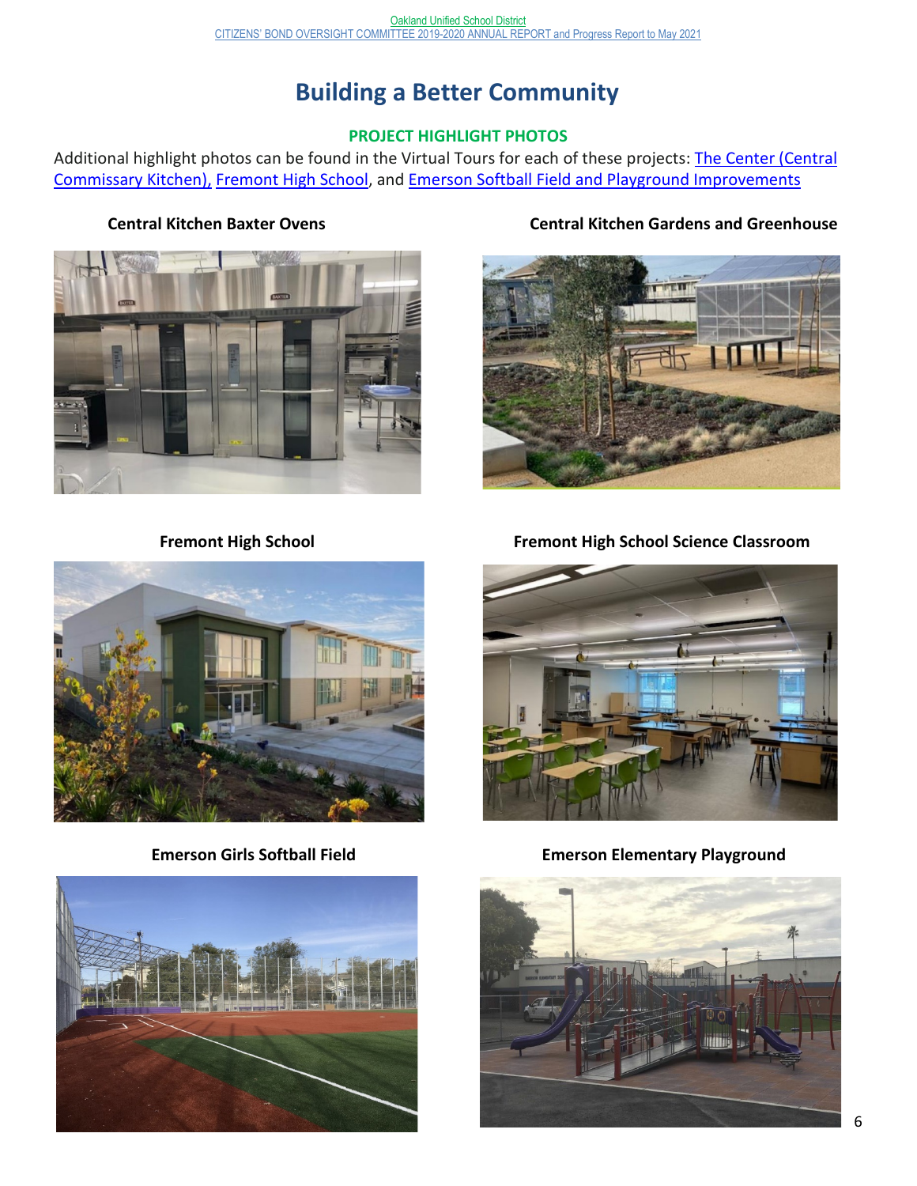# Building a Better Community

**PROJECT HIGHLIGHT PHOTOS**

Additional highlight photos can be found in the Virtual Tours for each of these projects: The Center (Central Commissary Kitchen), Fremont High School, and Emerson Softball Field and Playground Improvements

**Central Kitchen Baxter Ovens**

**Central Kitchen Gardens and Greenhouse**

**Fremont High School**

**Fremont High School Science Classroom**

**Emerson Girls Softball Field**

**Emerson Elementary Playground**